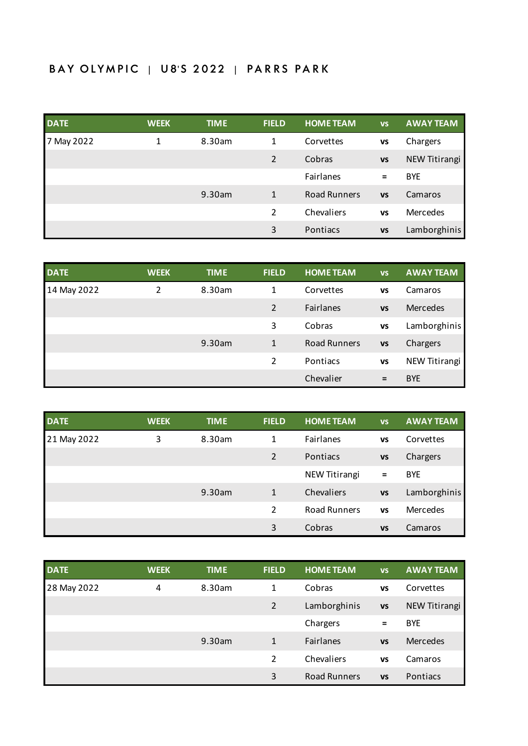# BAY OLYMPIC | U8'S 2022 | PARRS PARK

| DATE | WEEK | TIME | FIELD | HOME TEAM | vs | AWAY TEAM |
|---|---|---|---|---|---|---|
| 7 May 2022 | 1 | 8.30am | 1 | Corvettes | vs | Chargers |
| | | | 2 | Cobras | vs | NEW Titirangi |
| | | | | Fairlanes | = | BYE |
| | | 9.30am | 1 | Road Runners | vs | Camaros |
| | | | 2 | Chevaliers | vs | Mercedes |
| | | | 3 | Pontiacs | vs | Lamborghinis |

| DATE | WEEK | TIME | FIELD | HOME TEAM | vs | AWAY TEAM |
|---|---|---|---|---|---|---|
| 14 May 2022 | 2 | 8.30am | 1 | Corvettes | vs | Camaros |
| | | | 2 | Fairlanes | vs | Mercedes |
| | | | 3 | Cobras | vs | Lamborghinis |
| | | 9.30am | 1 | Road Runners | vs | Chargers |
| | | | 2 | Pontiacs | vs | NEW Titirangi |
| | | | | Chevalier | = | BYE |

| DATE | WEEK | TIME | FIELD | HOME TEAM | vs | AWAY TEAM |
|---|---|---|---|---|---|---|
| 21 May 2022 | 3 | 8.30am | 1 | Fairlanes | vs | Corvettes |
| | | | 2 | Pontiacs | vs | Chargers |
| | | | | NEW Titirangi | = | BYE |
| | | 9.30am | 1 | Chevaliers | vs | Lamborghinis |
| | | | 2 | Road Runners | vs | Mercedes |
| | | | 3 | Cobras | vs | Camaros |

| DATE | WEEK | TIME | FIELD | HOME TEAM | vs | AWAY TEAM |
|---|---|---|---|---|---|---|
| 28 May 2022 | 4 | 8.30am | 1 | Cobras | vs | Corvettes |
| | | | 2 | Lamborghinis | vs | NEW Titirangi |
| | | | | Chargers | = | BYE |
| | | 9.30am | 1 | Fairlanes | vs | Mercedes |
| | | | 2 | Chevaliers | vs | Camaros |
| | | | 3 | Road Runners | vs | Pontiacs |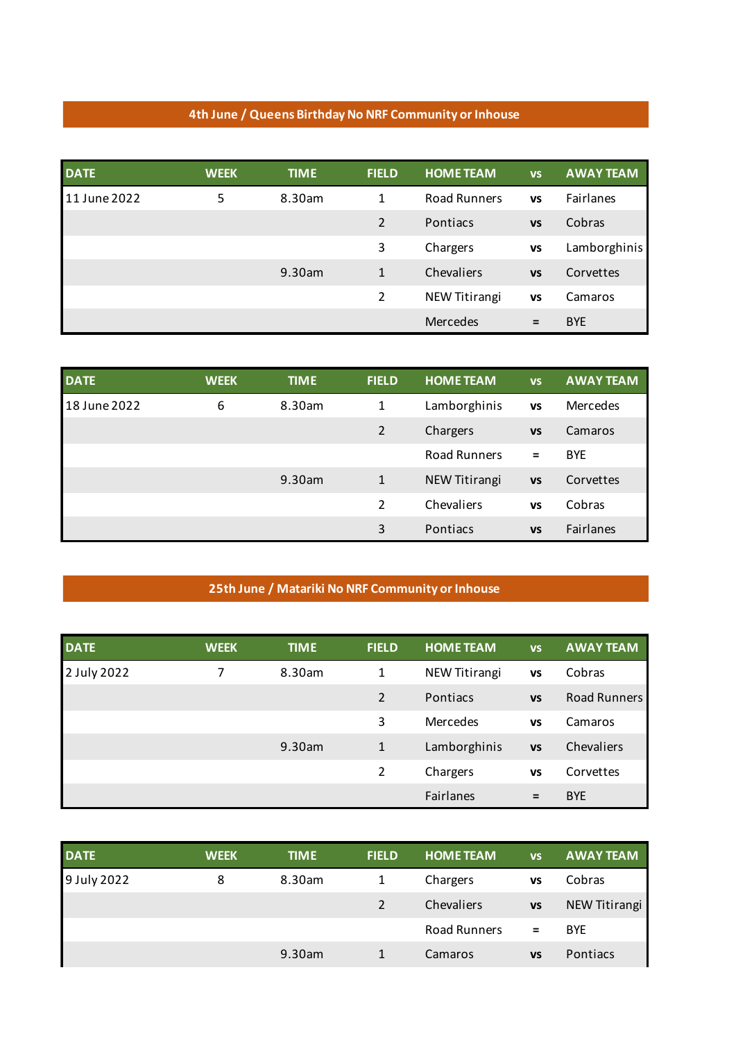**4th June / Queens Birthday No NRF Community or Inhouse**

| DATE | WEEK | TIME | FIELD | HOME TEAM | vs | AWAY TEAM |
|---|---|---|---|---|---|---|
| 11 June 2022 | 5 | 8.30am | 1 | Road Runners | vs | Fairlanes |
| | | | 2 | Pontiacs | vs | Cobras |
| | | | 3 | Chargers | vs | Lamborghinis |
| | | 9.30am | 1 | Chevaliers | vs | Corvettes |
| | | | 2 | NEW Titirangi | vs | Camaros |
| | | | | Mercedes | = | BYE |

| DATE | WEEK | TIME | FIELD | HOME TEAM | vs | AWAY TEAM |
|---|---|---|---|---|---|---|
| 18 June 2022 | 6 | 8.30am | 1 | Lamborghinis | vs | Mercedes |
| | | | 2 | Chargers | vs | Camaros |
| | | | | Road Runners | = | BYE |
| | | 9.30am | 1 | NEW Titirangi | vs | Corvettes |
| | | | 2 | Chevaliers | vs | Cobras |
| | | | 3 | Pontiacs | vs | Fairlanes |

**25th June / Matariki No NRF Community or Inhouse**

| DATE | WEEK | TIME | FIELD | HOME TEAM | vs | AWAY TEAM |
|---|---|---|---|---|---|---|
| 2 July 2022 | 7 | 8.30am | 1 | NEW Titirangi | vs | Cobras |
| | | | 2 | Pontiacs | vs | Road Runners |
| | | | 3 | Mercedes | vs | Camaros |
| | | 9.30am | 1 | Lamborghinis | vs | Chevaliers |
| | | | 2 | Chargers | vs | Corvettes |
| | | | | Fairlanes | = | BYE |

| DATE | WEEK | TIME | FIELD | HOME TEAM | vs | AWAY TEAM |
|---|---|---|---|---|---|---|
| 9 July 2022 | 8 | 8.30am | 1 | Chargers | vs | Cobras |
| | | | 2 | Chevaliers | vs | NEW Titirangi |
| | | | | Road Runners | = | BYE |
| | | 9.30am | 1 | Camaros | vs | Pontiacs |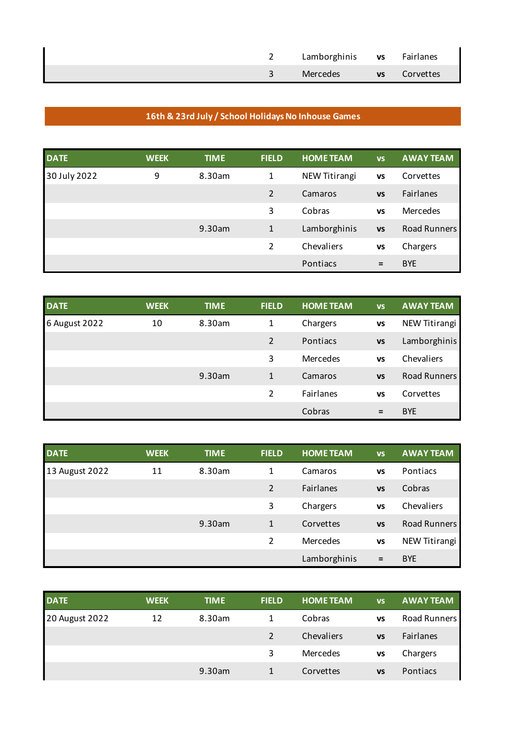| | | | 2 | Lamborghinis | vs | Fairlanes |
|---|---|---|---|---|---|---|
| | | | 3 | Mercedes | vs | Corvettes |

**16th & 23rd July / School Holidays No Inhouse Games**

| DATE | WEEK | TIME | FIELD | HOME TEAM | vs | AWAY TEAM |
|---|---|---|---|---|---|---|
| 30 July 2022 | 9 | 8.30am | 1 | NEW Titirangi | vs | Corvettes |
| | | | 2 | Camaros | vs | Fairlanes |
| | | | 3 | Cobras | vs | Mercedes |
| | | 9.30am | 1 | Lamborghinis | vs | Road Runners |
| | | | 2 | Chevaliers | vs | Chargers |
| | | | | Pontiacs | = | BYE |

| DATE | WEEK | TIME | FIELD | HOME TEAM | vs | AWAY TEAM |
|---|---|---|---|---|---|---|
| 6 August 2022 | 10 | 8.30am | 1 | Chargers | vs | NEW Titirangi |
| | | | 2 | Pontiacs | vs | Lamborghinis |
| | | | 3 | Mercedes | vs | Chevaliers |
| | | 9.30am | 1 | Camaros | vs | Road Runners |
| | | | 2 | Fairlanes | vs | Corvettes |
| | | | | Cobras | = | BYE |

| DATE | WEEK | TIME | FIELD | HOME TEAM | vs | AWAY TEAM |
|---|---|---|---|---|---|---|
| 13 August 2022 | 11 | 8.30am | 1 | Camaros | vs | Pontiacs |
| | | | 2 | Fairlanes | vs | Cobras |
| | | | 3 | Chargers | vs | Chevaliers |
| | | 9.30am | 1 | Corvettes | vs | Road Runners |
| | | | 2 | Mercedes | vs | NEW Titirangi |
| | | | | Lamborghinis | = | BYE |

| DATE | WEEK | TIME | FIELD | HOME TEAM | vs | AWAY TEAM |
|---|---|---|---|---|---|---|
| 20 August 2022 | 12 | 8.30am | 1 | Cobras | vs | Road Runners |
| | | | 2 | Chevaliers | vs | Fairlanes |
| | | | 3 | Mercedes | vs | Chargers |
| | | 9.30am | 1 | Corvettes | vs | Pontiacs |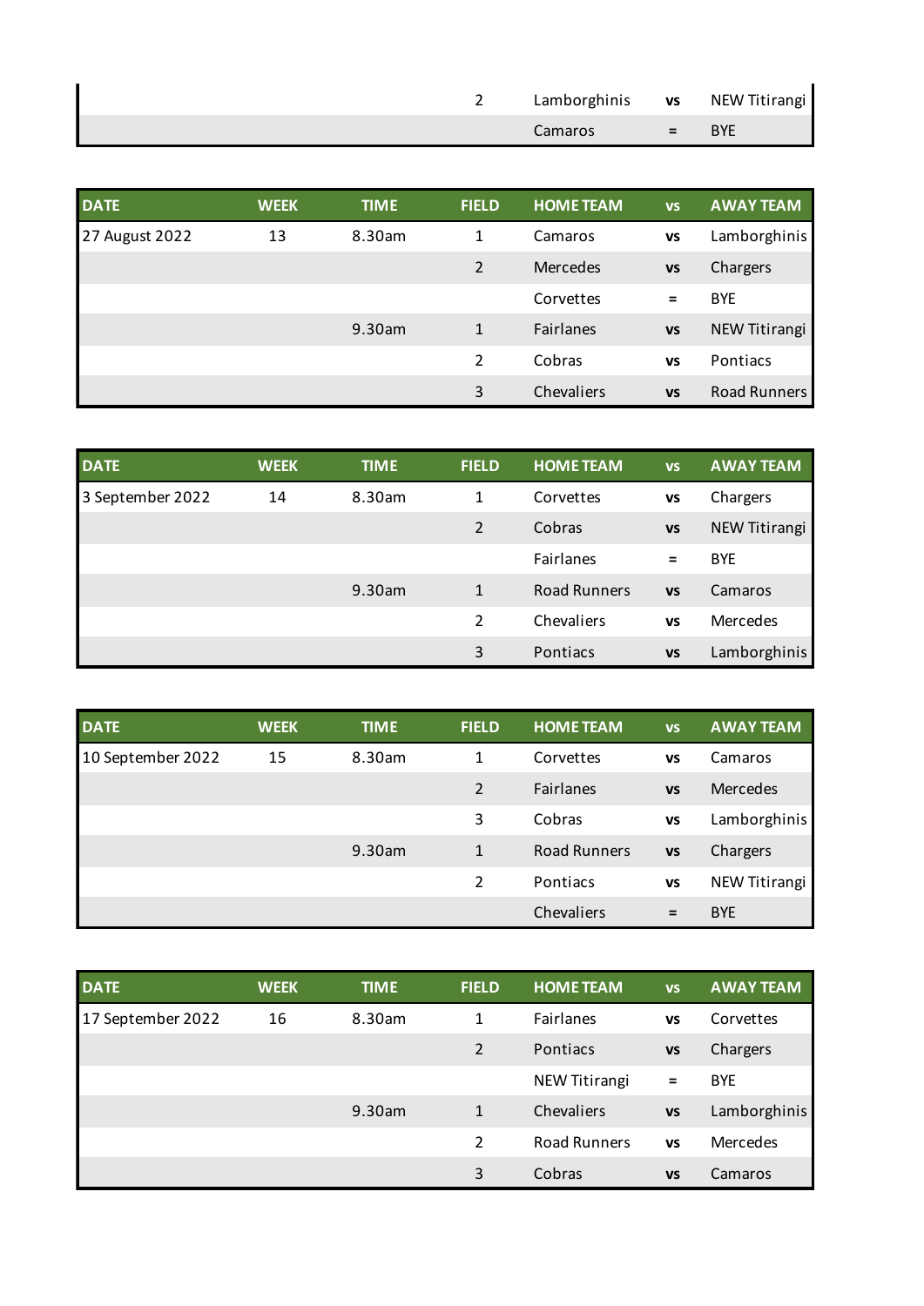| | | | | | | |
|---|---|---|---|---|---|---|
| | | | 2 | Lamborghinis | vs | NEW Titirangi |
| | | | | Camaros | = | BYE |

| DATE | WEEK | TIME | FIELD | HOME TEAM | vs | AWAY TEAM |
|---|---|---|---|---|---|---|
| 27 August 2022 | 13 | 8.30am | 1 | Camaros | vs | Lamborghinis |
| | | | 2 | Mercedes | vs | Chargers |
| | | | | Corvettes | = | BYE |
| | | 9.30am | 1 | Fairlanes | vs | NEW Titirangi |
| | | | 2 | Cobras | vs | Pontiacs |
| | | | 3 | Chevaliers | vs | Road Runners |

| DATE | WEEK | TIME | FIELD | HOME TEAM | vs | AWAY TEAM |
|---|---|---|---|---|---|---|
| 3 September 2022 | 14 | 8.30am | 1 | Corvettes | vs | Chargers |
| | | | 2 | Cobras | vs | NEW Titirangi |
| | | | | Fairlanes | = | BYE |
| | | 9.30am | 1 | Road Runners | vs | Camaros |
| | | | 2 | Chevaliers | vs | Mercedes |
| | | | 3 | Pontiacs | vs | Lamborghinis |

| DATE | WEEK | TIME | FIELD | HOME TEAM | vs | AWAY TEAM |
|---|---|---|---|---|---|---|
| 10 September 2022 | 15 | 8.30am | 1 | Corvettes | vs | Camaros |
| | | | 2 | Fairlanes | vs | Mercedes |
| | | | 3 | Cobras | vs | Lamborghinis |
| | | 9.30am | 1 | Road Runners | vs | Chargers |
| | | | 2 | Pontiacs | vs | NEW Titirangi |
| | | | | Chevaliers | = | BYE |

| DATE | WEEK | TIME | FIELD | HOME TEAM | vs | AWAY TEAM |
|---|---|---|---|---|---|---|
| 17 September 2022 | 16 | 8.30am | 1 | Fairlanes | vs | Corvettes |
| | | | 2 | Pontiacs | vs | Chargers |
| | | | | NEW Titirangi | = | BYE |
| | | 9.30am | 1 | Chevaliers | vs | Lamborghinis |
| | | | 2 | Road Runners | vs | Mercedes |
| | | | 3 | Cobras | vs | Camaros |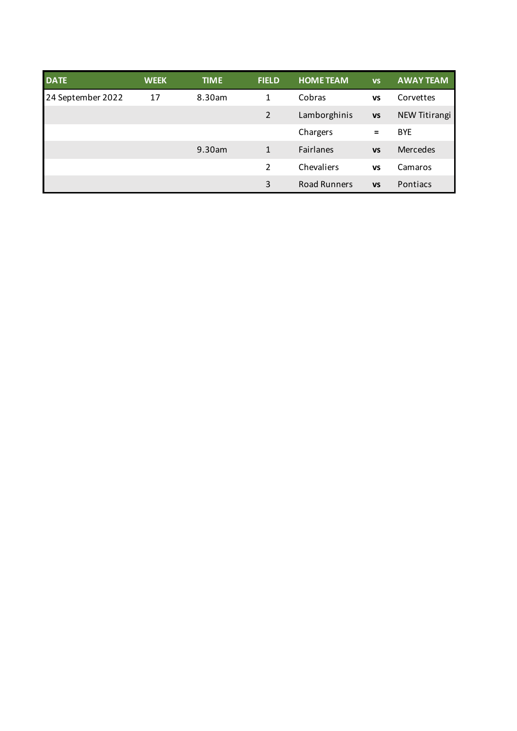| DATE | WEEK | TIME | FIELD | HOME TEAM | vs | AWAY TEAM |
| --- | --- | --- | --- | --- | --- | --- |
| 24 September 2022 | 17 | 8.30am | 1 | Cobras | vs | Corvettes |
| | | | 2 | Lamborghinis | vs | NEW Titirangi |
| | | | | Chargers | = | BYE |
| | | 9.30am | 1 | Fairlanes | vs | Mercedes |
| | | | 2 | Chevaliers | vs | Camaros |
| | | | 3 | Road Runners | vs | Pontiacs |